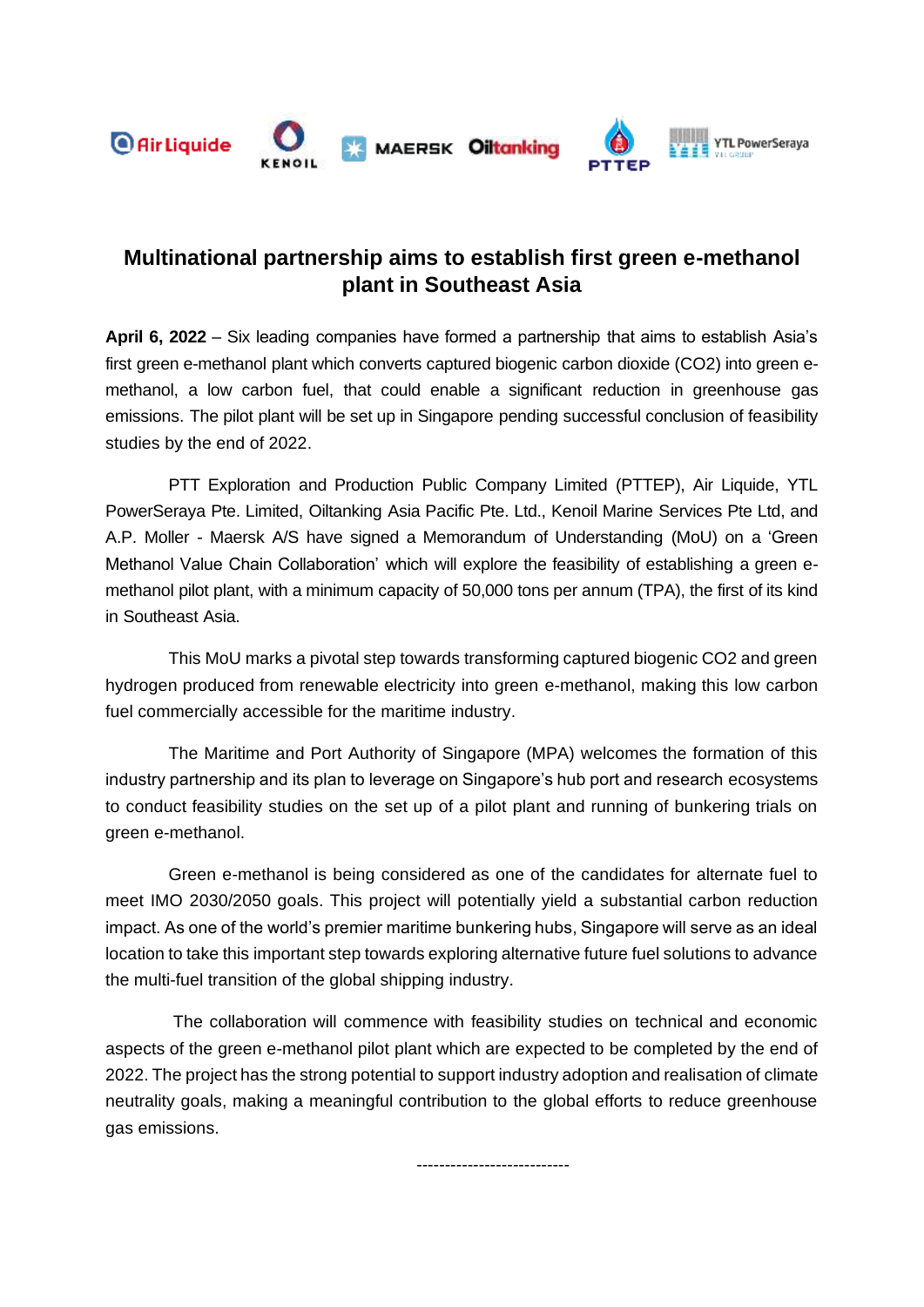# Multinational partnership aims to establish first green e-methanol plant in Southeast Asia

**April 6, 2022** – Six leading companies have formed a partnership that aims to establish Asia's first green e-methanol plant which converts captured biogenic carbon dioxide ($CO_2$) into green e-methanol, a low carbon fuel, that could enable a significant reduction in greenhouse gas emissions. The pilot plant will be set up in Singapore pending successful conclusion of feasibility studies by the end of 2022.

PTT Exploration and Production Public Company Limited (PTTEP), Air Liquide, YTL PowerSeraya Pte. Limited, Oiltanking Asia Pacific Pte. Ltd., Kenoil Marine Services Pte Ltd, and A.P. Moller - Maersk A/S have signed a Memorandum of Understanding (MoU) on a 'Green Methanol Value Chain Collaboration' which will explore the feasibility of establishing a green e-methanol pilot plant, with a minimum capacity of 50,000 tons per annum (TPA), the first of its kind in Southeast Asia.

This MoU marks a pivotal step towards transforming captured biogenic $CO_2$ and green hydrogen produced from renewable electricity into green e-methanol, making this low carbon fuel commercially accessible for the maritime industry.

The Maritime and Port Authority of Singapore (MPA) welcomes the formation of this industry partnership and its plan to leverage on Singapore's hub port and research ecosystems to conduct feasibility studies on the set up of a pilot plant and running of bunkering trials on green e-methanol.

Green e-methanol is being considered as one of the candidates for alternate fuel to meet IMO 2030/2050 goals. This project will potentially yield a substantial carbon reduction impact. As one of the world's premier maritime bunkering hubs, Singapore will serve as an ideal location to take this important step towards exploring alternative future fuel solutions to advance the multi-fuel transition of the global shipping industry.

The collaboration will commence with feasibility studies on technical and economic aspects of the green e-methanol pilot plant which are expected to be completed by the end of 2022. The project has the strong potential to support industry adoption and realisation of climate neutrality goals, making a meaningful contribution to the global efforts to reduce greenhouse gas emissions.

---------------------------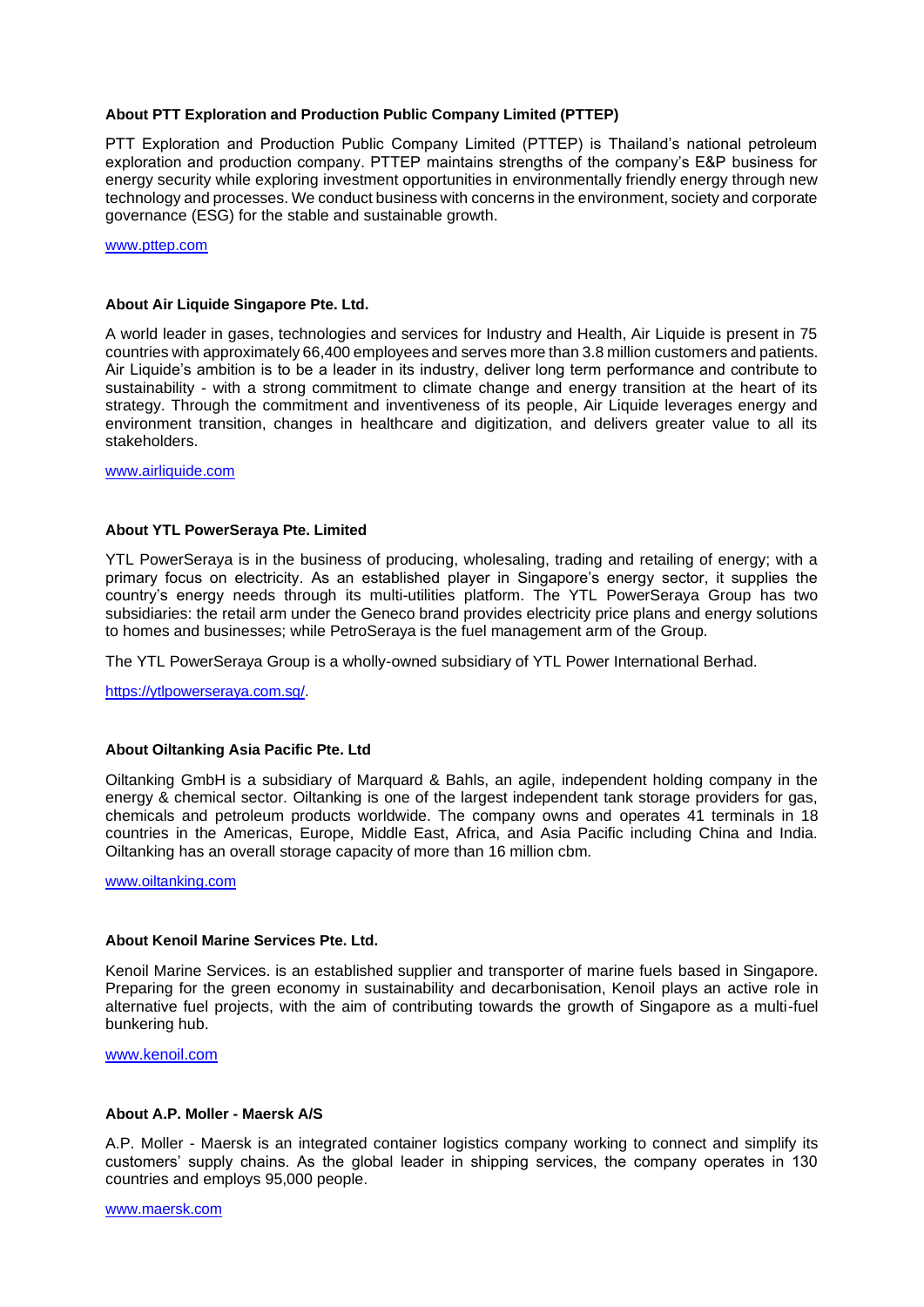**About PTT Exploration and Production Public Company Limited (PTTEP)**

PTT Exploration and Production Public Company Limited (PTTEP) is Thailand's national petroleum exploration and production company. PTTEP maintains strengths of the company's E&P business for energy security while exploring investment opportunities in environmentally friendly energy through new technology and processes. We conduct business with concerns in the environment, society and corporate governance (ESG) for the stable and sustainable growth.

www.pttep.com

**About Air Liquide Singapore Pte. Ltd.**

A world leader in gases, technologies and services for Industry and Health, Air Liquide is present in 75 countries with approximately 66,400 employees and serves more than 3.8 million customers and patients. Air Liquide's ambition is to be a leader in its industry, deliver long term performance and contribute to sustainability - with a strong commitment to climate change and energy transition at the heart of its strategy. Through the commitment and inventiveness of its people, Air Liquide leverages energy and environment transition, changes in healthcare and digitization, and delivers greater value to all its stakeholders.

www.airliquide.com

**About YTL PowerSeraya Pte. Limited**

YTL PowerSeraya is in the business of producing, wholesaling, trading and retailing of energy; with a primary focus on electricity. As an established player in Singapore's energy sector, it supplies the country's energy needs through its multi-utilities platform. The YTL PowerSeraya Group has two subsidiaries: the retail arm under the Geneco brand provides electricity price plans and energy solutions to homes and businesses; while PetroSeraya is the fuel management arm of the Group.

The YTL PowerSeraya Group is a wholly-owned subsidiary of YTL Power International Berhad.

https://ytlpowerseraya.com.sg/.

**About Oiltanking Asia Pacific Pte. Ltd**

Oiltanking GmbH is a subsidiary of Marquard & Bahls, an agile, independent holding company in the energy & chemical sector. Oiltanking is one of the largest independent tank storage providers for gas, chemicals and petroleum products worldwide. The company owns and operates 41 terminals in 18 countries in the Americas, Europe, Middle East, Africa, and Asia Pacific including China and India. Oiltanking has an overall storage capacity of more than 16 million cbm.

www.oiltanking.com

**About Kenoil Marine Services Pte. Ltd.**

Kenoil Marine Services. is an established supplier and transporter of marine fuels based in Singapore. Preparing for the green economy in sustainability and decarbonisation, Kenoil plays an active role in alternative fuel projects, with the aim of contributing towards the growth of Singapore as a multi-fuel bunkering hub.

www.kenoil.com

**About A.P. Moller - Maersk A/S**

A.P. Moller - Maersk is an integrated container logistics company working to connect and simplify its customers' supply chains. As the global leader in shipping services, the company operates in 130 countries and employs 95,000 people.

www.maersk.com